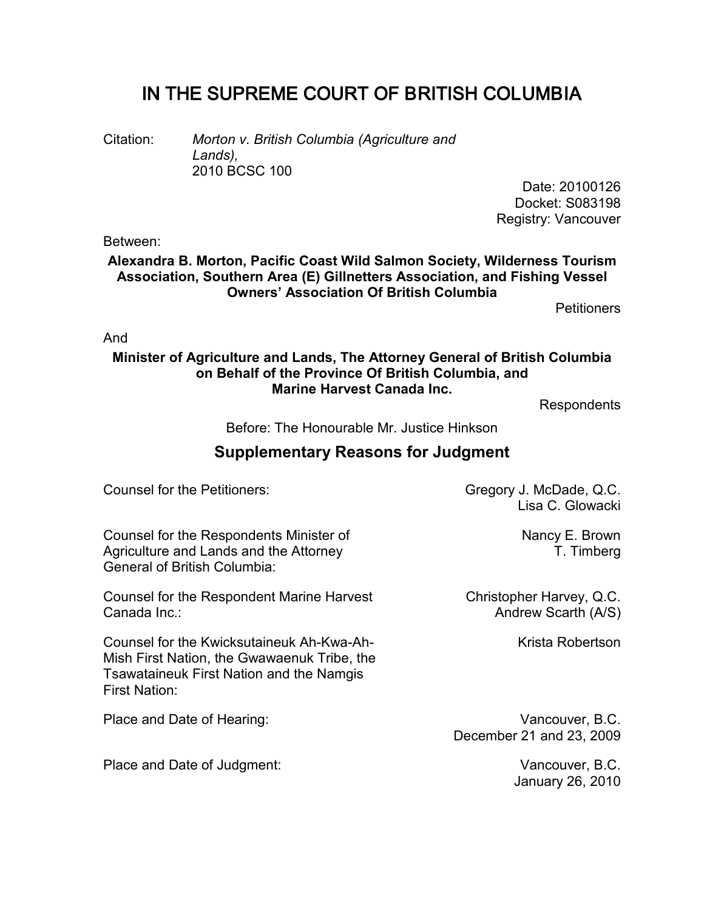# IN THE SUPREME COURT OF BRITISH COLUMBIA

Citation: *Morton v. British Columbia (Agriculture and Lands),* 2010 BCSC 100

Date: 20100126
Docket: S083198
Registry: Vancouver

Between:

**Alexandra B. Morton, Pacific Coast Wild Salmon Society, Wilderness Tourism Association, Southern Area (E) Gillnetters Association, and Fishing Vessel Owners' Association Of British Columbia**

Petitioners

And

**Minister of Agriculture and Lands, The Attorney General of British Columbia on Behalf of the Province Of British Columbia, and Marine Harvest Canada Inc.**

Respondents

Before: The Honourable Mr. Justice Hinkson

## Supplementary Reasons for Judgment

| | |
|---|---|
| Counsel for the Petitioners: | Gregory J. McDade, Q.C.<br>Lisa C. Glowacki |
| Counsel for the Respondents Minister of Agriculture and Lands and the Attorney General of British Columbia: | Nancy E. Brown<br>T. Timberg |
| Counsel for the Respondent Marine Harvest Canada Inc.: | Christopher Harvey, Q.C.<br>Andrew Scarth (A/S) |
| Counsel for the Kwicksutaineuk Ah-Kwa-Ah-Mish First Nation, the Gwawaenuk Tribe, the Tsawataineuk First Nation and the Namgis First Nation: | Krista Robertson |
| Place and Date of Hearing: | Vancouver, B.C.<br>December 21 and 23, 2009 |
| Place and Date of Judgment: | Vancouver, B.C.<br>January 26, 2010 |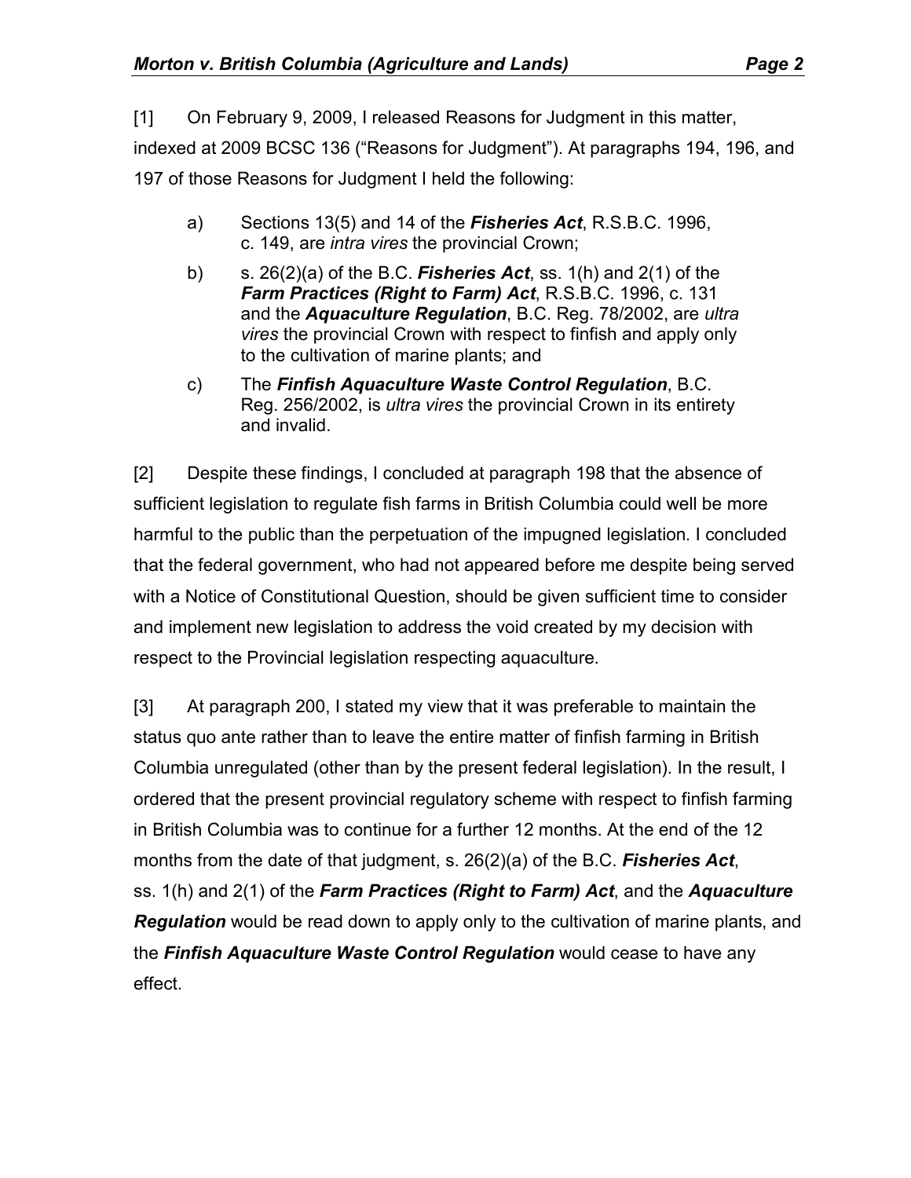[1] On February 9, 2009, I released Reasons for Judgment in this matter, indexed at 2009 BCSC 136 (“Reasons for Judgment”). At paragraphs 194, 196, and 197 of those Reasons for Judgment I held the following:

> a) Sections 13(5) and 14 of the ***Fisheries Act***, R.S.B.C. 1996, c. 149, are *intra vires* the provincial Crown;
>
> b) s. 26(2)(a) of the B.C. ***Fisheries Act***, ss. 1(h) and 2(1) of the ***Farm Practices (Right to Farm) Act***, R.S.B.C. 1996, c. 131 and the ***Aquaculture Regulation***, B.C. Reg. 78/2002, are *ultra vires* the provincial Crown with respect to finfish and apply only to the cultivation of marine plants; and
>
> c) The ***Finfish Aquaculture Waste Control Regulation***, B.C. Reg. 256/2002, is *ultra vires* the provincial Crown in its entirety and invalid.

[2] Despite these findings, I concluded at paragraph 198 that the absence of sufficient legislation to regulate fish farms in British Columbia could well be more harmful to the public than the perpetuation of the impugned legislation. I concluded that the federal government, who had not appeared before me despite being served with a Notice of Constitutional Question, should be given sufficient time to consider and implement new legislation to address the void created by my decision with respect to the Provincial legislation respecting aquaculture.

[3] At paragraph 200, I stated my view that it was preferable to maintain the status quo ante rather than to leave the entire matter of finfish farming in British Columbia unregulated (other than by the present federal legislation). In the result, I ordered that the present provincial regulatory scheme with respect to finfish farming in British Columbia was to continue for a further 12 months. At the end of the 12 months from the date of that judgment, s. 26(2)(a) of the B.C. ***Fisheries Act***, ss. 1(h) and 2(1) of the ***Farm Practices (Right to Farm) Act***, and the ***Aquaculture Regulation*** would be read down to apply only to the cultivation of marine plants, and the ***Finfish Aquaculture Waste Control Regulation*** would cease to have any effect.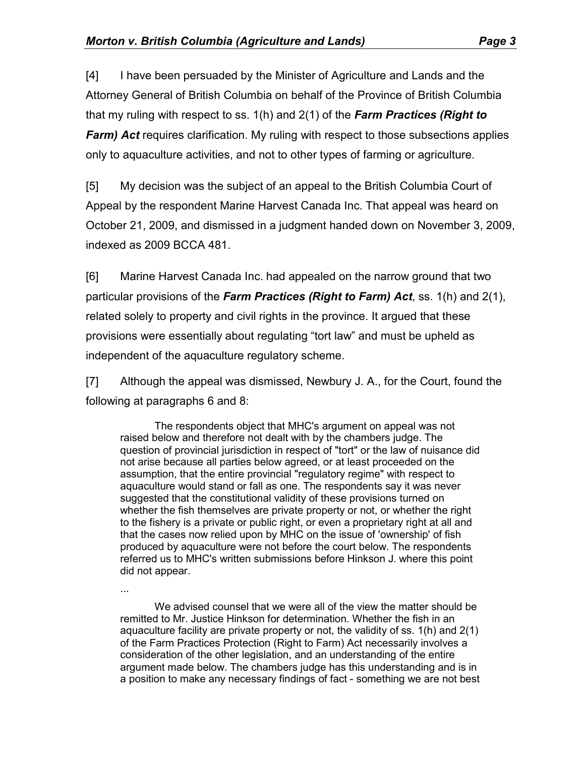[4] I have been persuaded by the Minister of Agriculture and Lands and the Attorney General of British Columbia on behalf of the Province of British Columbia that my ruling with respect to ss. 1(h) and 2(1) of the ***Farm Practices (Right to Farm) Act*** requires clarification. My ruling with respect to those subsections applies only to aquaculture activities, and not to other types of farming or agriculture.

[5] My decision was the subject of an appeal to the British Columbia Court of Appeal by the respondent Marine Harvest Canada Inc. That appeal was heard on October 21, 2009, and dismissed in a judgment handed down on November 3, 2009, indexed as 2009 BCCA 481.

[6] Marine Harvest Canada Inc. had appealed on the narrow ground that two particular provisions of the ***Farm Practices (Right to Farm) Act***, ss. 1(h) and 2(1), related solely to property and civil rights in the province. It argued that these provisions were essentially about regulating "tort law" and must be upheld as independent of the aquaculture regulatory scheme.

[7] Although the appeal was dismissed, Newbury J. A., for the Court, found the following at paragraphs 6 and 8:

> The respondents object that MHC's argument on appeal was not raised below and therefore not dealt with by the chambers judge. The question of provincial jurisdiction in respect of "tort" or the law of nuisance did not arise because all parties below agreed, or at least proceeded on the assumption, that the entire provincial "regulatory regime" with respect to aquaculture would stand or fall as one. The respondents say it was never suggested that the constitutional validity of these provisions turned on whether the fish themselves are private property or not, or whether the right to the fishery is a private or public right, or even a proprietary right at all and that the cases now relied upon by MHC on the issue of 'ownership' of fish produced by aquaculture were not before the court below. The respondents referred us to MHC's written submissions before Hinkson J. where this point did not appear.
>
> ...
>
> We advised counsel that we were all of the view the matter should be remitted to Mr. Justice Hinkson for determination. Whether the fish in an aquaculture facility are private property or not, the validity of ss. 1(h) and 2(1) of the Farm Practices Protection (Right to Farm) Act necessarily involves a consideration of the other legislation, and an understanding of the entire argument made below. The chambers judge has this understanding and is in a position to make any necessary findings of fact - something we are not best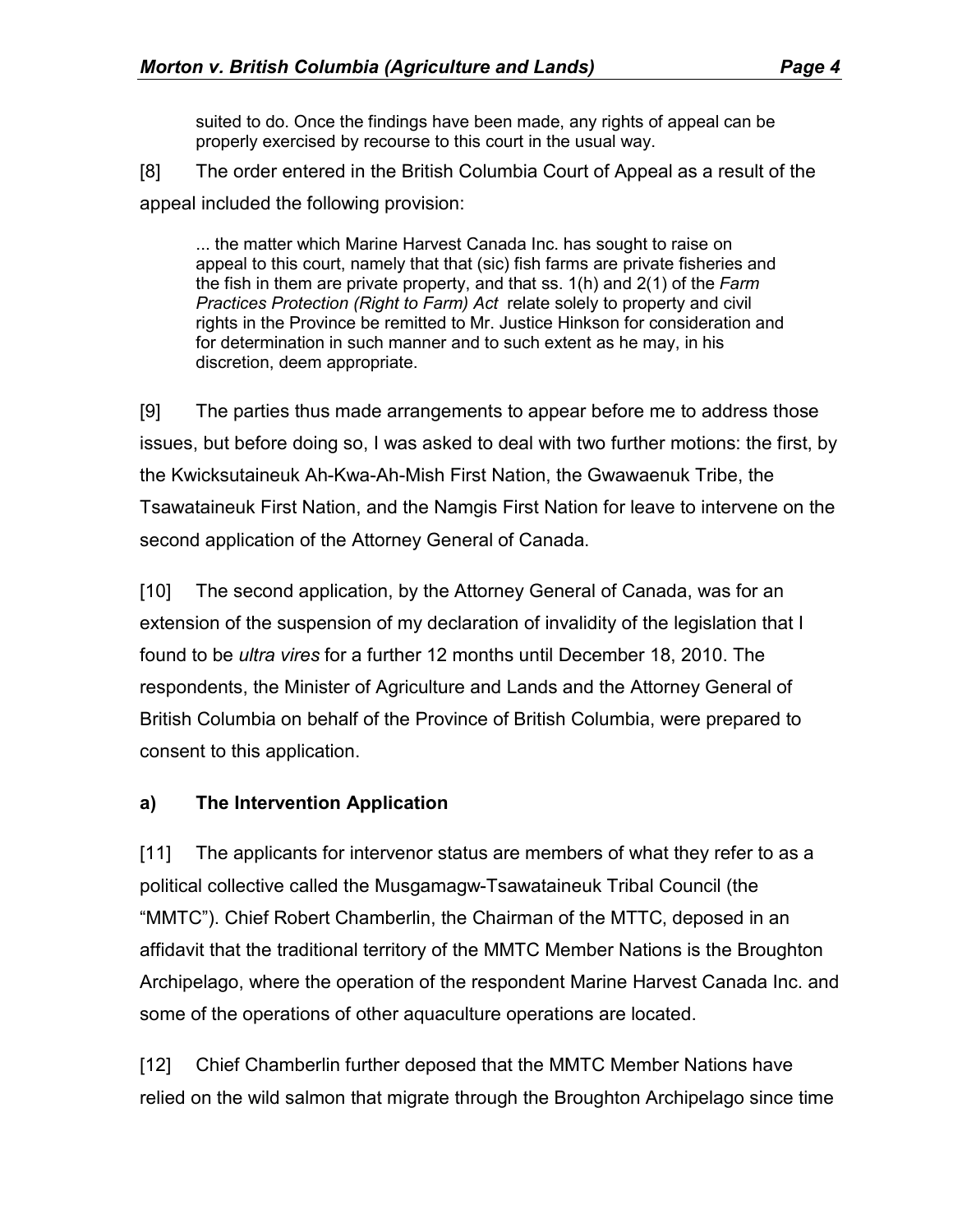> suited to do. Once the findings have been made, any rights of appeal can be properly exercised by recourse to this court in the usual way.

[8] The order entered in the British Columbia Court of Appeal as a result of the appeal included the following provision:

> ... the matter which Marine Harvest Canada Inc. has sought to raise on appeal to this court, namely that that (sic) fish farms are private fisheries and the fish in them are private property, and that ss. 1(h) and 2(1) of the *Farm Practices Protection (Right to Farm) Act* relate solely to property and civil rights in the Province be remitted to Mr. Justice Hinkson for consideration and for determination in such manner and to such extent as he may, in his discretion, deem appropriate.

[9] The parties thus made arrangements to appear before me to address those issues, but before doing so, I was asked to deal with two further motions: the first, by the Kwicksutaineuk Ah-Kwa-Ah-Mish First Nation, the Gwawaenuk Tribe, the Tsawataineuk First Nation, and the Namgis First Nation for leave to intervene on the second application of the Attorney General of Canada.

[10] The second application, by the Attorney General of Canada, was for an extension of the suspension of my declaration of invalidity of the legislation that I found to be *ultra vires* for a further 12 months until December 18, 2010. The respondents, the Minister of Agriculture and Lands and the Attorney General of British Columbia on behalf of the Province of British Columbia, were prepared to consent to this application.

### a) The Intervention Application

[11] The applicants for intervenor status are members of what they refer to as a political collective called the Musgamagw-Tsawataineuk Tribal Council (the "MMTC"). Chief Robert Chamberlin, the Chairman of the MTTC, deposed in an affidavit that the traditional territory of the MMTC Member Nations is the Broughton Archipelago, where the operation of the respondent Marine Harvest Canada Inc. and some of the operations of other aquaculture operations are located.

[12] Chief Chamberlin further deposed that the MMTC Member Nations have relied on the wild salmon that migrate through the Broughton Archipelago since time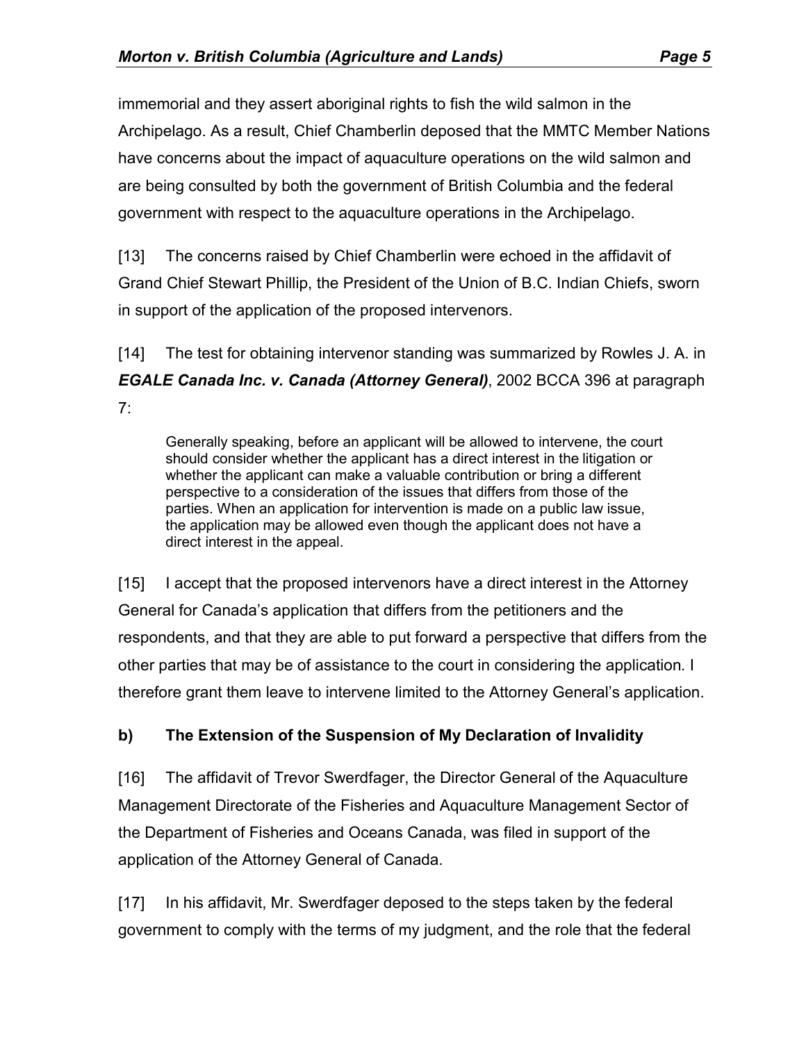immemorial and they assert aboriginal rights to fish the wild salmon in the Archipelago. As a result, Chief Chamberlin deposed that the MMTC Member Nations have concerns about the impact of aquaculture operations on the wild salmon and are being consulted by both the government of British Columbia and the federal government with respect to the aquaculture operations in the Archipelago.

[13] The concerns raised by Chief Chamberlin were echoed in the affidavit of Grand Chief Stewart Phillip, the President of the Union of B.C. Indian Chiefs, sworn in support of the application of the proposed intervenors.

[14] The test for obtaining intervenor standing was summarized by Rowles J. A. in ***EGALE Canada Inc. v. Canada (Attorney General)***, 2002 BCCA 396 at paragraph 7:

> Generally speaking, before an applicant will be allowed to intervene, the court should consider whether the applicant has a direct interest in the litigation or whether the applicant can make a valuable contribution or bring a different perspective to a consideration of the issues that differs from those of the parties. When an application for intervention is made on a public law issue, the application may be allowed even though the applicant does not have a direct interest in the appeal.

[15] I accept that the proposed intervenors have a direct interest in the Attorney General for Canada's application that differs from the petitioners and the respondents, and that they are able to put forward a perspective that differs from the other parties that may be of assistance to the court in considering the application. I therefore grant them leave to intervene limited to the Attorney General's application.

**b) The Extension of the Suspension of My Declaration of Invalidity**

[16] The affidavit of Trevor Swerdfager, the Director General of the Aquaculture Management Directorate of the Fisheries and Aquaculture Management Sector of the Department of Fisheries and Oceans Canada, was filed in support of the application of the Attorney General of Canada.

[17] In his affidavit, Mr. Swerdfager deposed to the steps taken by the federal government to comply with the terms of my judgment, and the role that the federal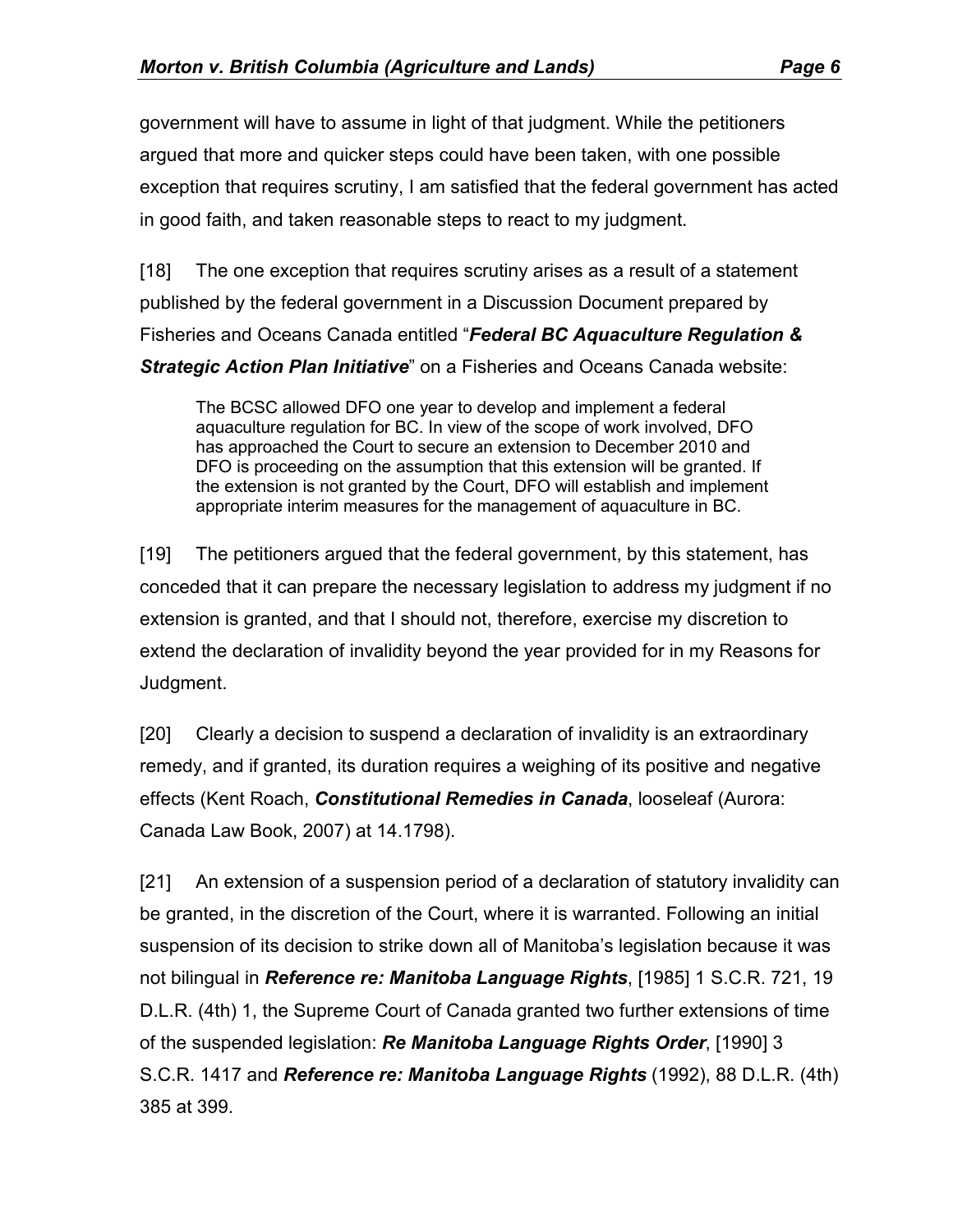government will have to assume in light of that judgment. While the petitioners argued that more and quicker steps could have been taken, with one possible exception that requires scrutiny, I am satisfied that the federal government has acted in good faith, and taken reasonable steps to react to my judgment.

[18] The one exception that requires scrutiny arises as a result of a statement published by the federal government in a Discussion Document prepared by Fisheries and Oceans Canada entitled "***Federal BC Aquaculture Regulation & Strategic Action Plan Initiative***" on a Fisheries and Oceans Canada website:

> The BCSC allowed DFO one year to develop and implement a federal aquaculture regulation for BC. In view of the scope of work involved, DFO has approached the Court to secure an extension to December 2010 and DFO is proceeding on the assumption that this extension will be granted. If the extension is not granted by the Court, DFO will establish and implement appropriate interim measures for the management of aquaculture in BC.

[19] The petitioners argued that the federal government, by this statement, has conceded that it can prepare the necessary legislation to address my judgment if no extension is granted, and that I should not, therefore, exercise my discretion to extend the declaration of invalidity beyond the year provided for in my Reasons for Judgment.

[20] Clearly a decision to suspend a declaration of invalidity is an extraordinary remedy, and if granted, its duration requires a weighing of its positive and negative effects (Kent Roach, ***Constitutional Remedies in Canada***, looseleaf (Aurora: Canada Law Book, 2007) at 14.1798).

[21] An extension of a suspension period of a declaration of statutory invalidity can be granted, in the discretion of the Court, where it is warranted. Following an initial suspension of its decision to strike down all of Manitoba's legislation because it was not bilingual in ***Reference re: Manitoba Language Rights***, [1985] 1 S.C.R. 721, 19 D.L.R. (4th) 1, the Supreme Court of Canada granted two further extensions of time of the suspended legislation: ***Re Manitoba Language Rights Order***, [1990] 3 S.C.R. 1417 and ***Reference re: Manitoba Language Rights*** (1992), 88 D.L.R. (4th) 385 at 399.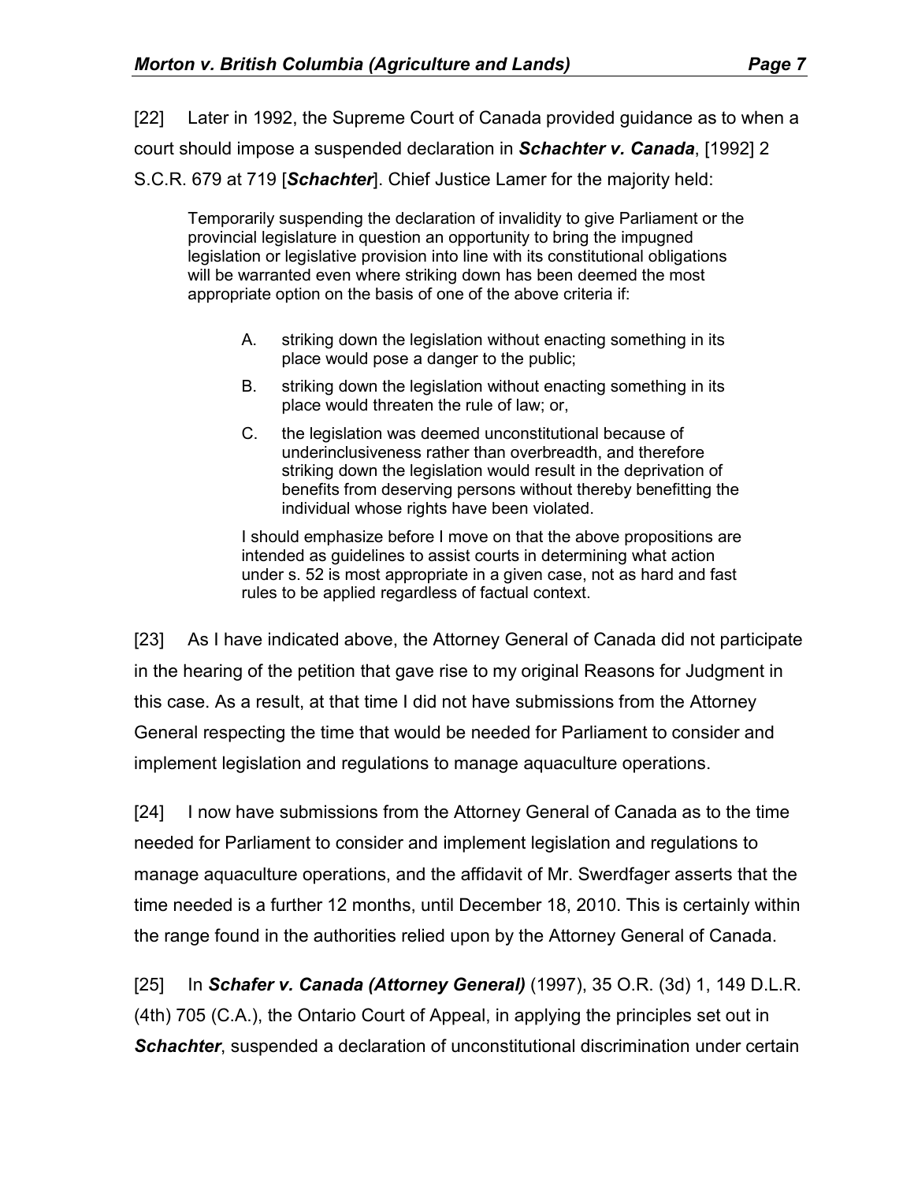[22] Later in 1992, the Supreme Court of Canada provided guidance as to when a court should impose a suspended declaration in ***Schachter v. Canada***, [1992] 2 S.C.R. 679 at 719 [***Schachter***]. Chief Justice Lamer for the majority held:

> Temporarily suspending the declaration of invalidity to give Parliament or the provincial legislature in question an opportunity to bring the impugned legislation or legislative provision into line with its constitutional obligations will be warranted even where striking down has been deemed the most appropriate option on the basis of one of the above criteria if:
>
> A. striking down the legislation without enacting something in its place would pose a danger to the public;
>
> B. striking down the legislation without enacting something in its place would threaten the rule of law; or,
>
> C. the legislation was deemed unconstitutional because of underinclusiveness rather than overbreadth, and therefore striking down the legislation would result in the deprivation of benefits from deserving persons without thereby benefitting the individual whose rights have been violated.
>
> I should emphasize before I move on that the above propositions are intended as guidelines to assist courts in determining what action under s. 52 is most appropriate in a given case, not as hard and fast rules to be applied regardless of factual context.

[23] As I have indicated above, the Attorney General of Canada did not participate in the hearing of the petition that gave rise to my original Reasons for Judgment in this case. As a result, at that time I did not have submissions from the Attorney General respecting the time that would be needed for Parliament to consider and implement legislation and regulations to manage aquaculture operations.

[24] I now have submissions from the Attorney General of Canada as to the time needed for Parliament to consider and implement legislation and regulations to manage aquaculture operations, and the affidavit of Mr. Swerdfager asserts that the time needed is a further 12 months, until December 18, 2010. This is certainly within the range found in the authorities relied upon by the Attorney General of Canada.

[25] In ***Schafer v. Canada (Attorney General)*** (1997), 35 O.R. (3d) 1, 149 D.L.R. (4th) 705 (C.A.), the Ontario Court of Appeal, in applying the principles set out in ***Schachter***, suspended a declaration of unconstitutional discrimination under certain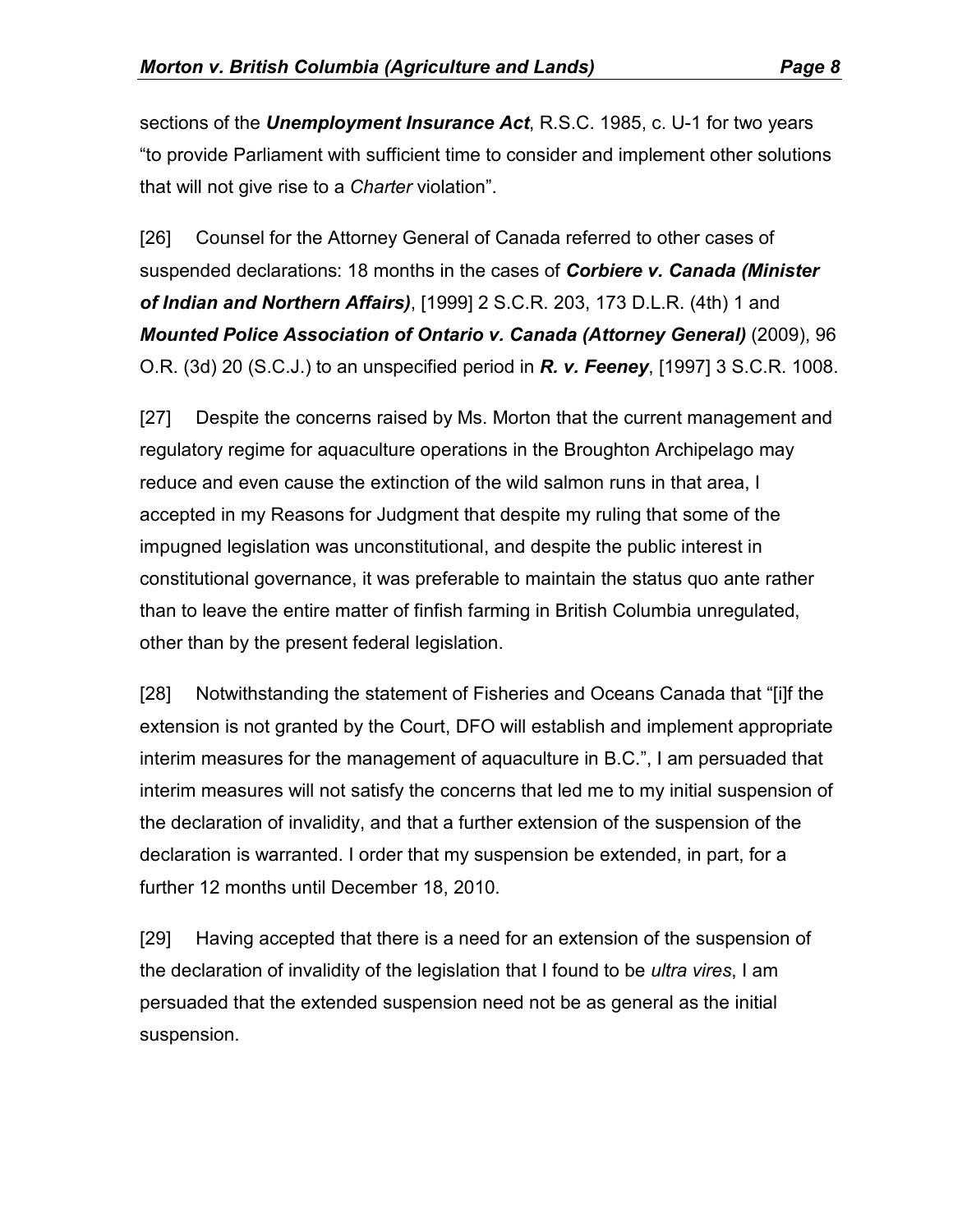sections of the ***Unemployment Insurance Act***, R.S.C. 1985, c. U-1 for two years "to provide Parliament with sufficient time to consider and implement other solutions that will not give rise to a *Charter* violation".

[26] Counsel for the Attorney General of Canada referred to other cases of suspended declarations: 18 months in the cases of ***Corbiere v. Canada (Minister of Indian and Northern Affairs)***, [1999] 2 S.C.R. 203, 173 D.L.R. (4th) 1 and ***Mounted Police Association of Ontario v. Canada (Attorney General)*** (2009), 96 O.R. (3d) 20 (S.C.J.) to an unspecified period in ***R. v. Feeney***, [1997] 3 S.C.R. 1008.

[27] Despite the concerns raised by Ms. Morton that the current management and regulatory regime for aquaculture operations in the Broughton Archipelago may reduce and even cause the extinction of the wild salmon runs in that area, I accepted in my Reasons for Judgment that despite my ruling that some of the impugned legislation was unconstitutional, and despite the public interest in constitutional governance, it was preferable to maintain the status quo ante rather than to leave the entire matter of finfish farming in British Columbia unregulated, other than by the present federal legislation.

[28] Notwithstanding the statement of Fisheries and Oceans Canada that "[i]f the extension is not granted by the Court, DFO will establish and implement appropriate interim measures for the management of aquaculture in B.C.", I am persuaded that interim measures will not satisfy the concerns that led me to my initial suspension of the declaration of invalidity, and that a further extension of the suspension of the declaration is warranted. I order that my suspension be extended, in part, for a further 12 months until December 18, 2010.

[29] Having accepted that there is a need for an extension of the suspension of the declaration of invalidity of the legislation that I found to be *ultra vires*, I am persuaded that the extended suspension need not be as general as the initial suspension.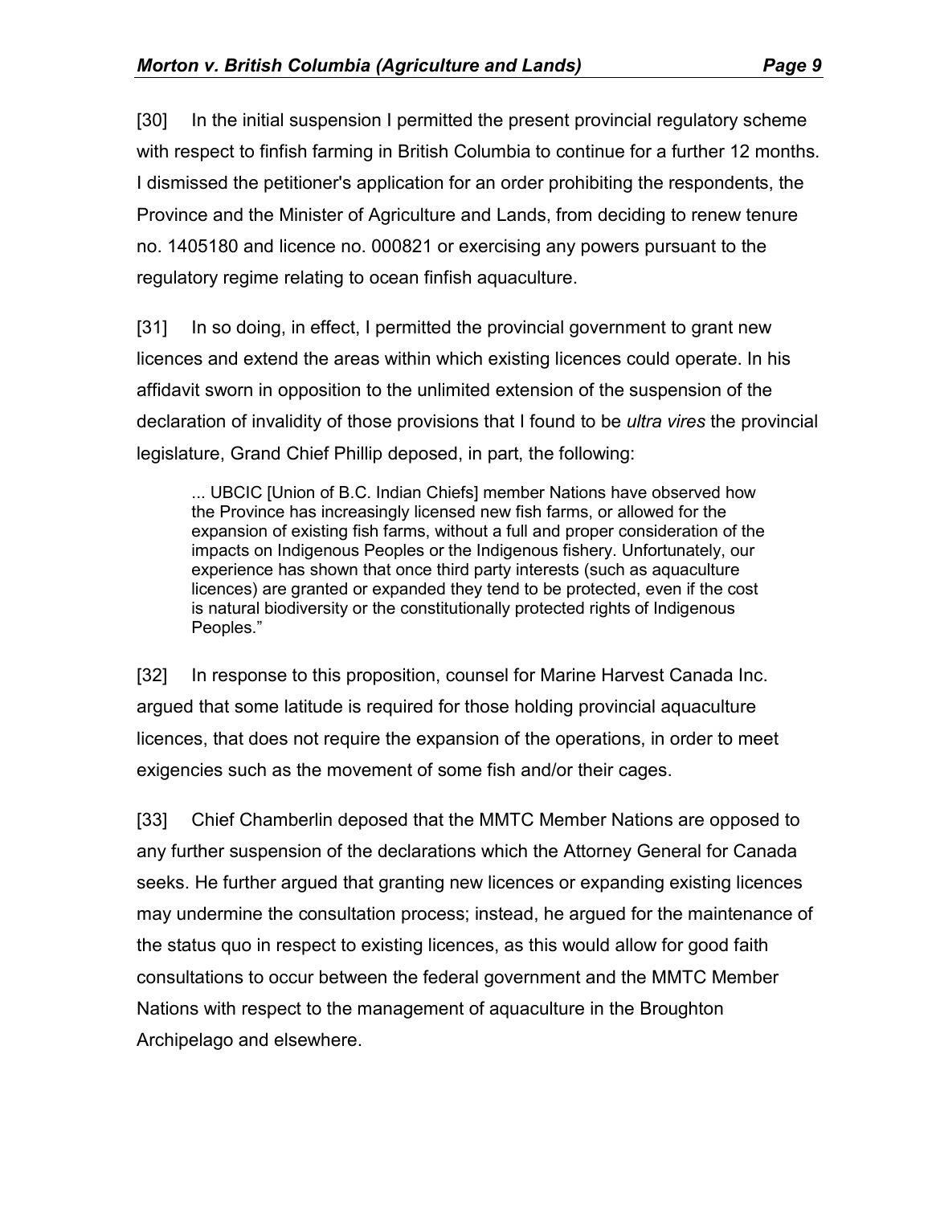[30] In the initial suspension I permitted the present provincial regulatory scheme with respect to finfish farming in British Columbia to continue for a further 12 months. I dismissed the petitioner's application for an order prohibiting the respondents, the Province and the Minister of Agriculture and Lands, from deciding to renew tenure no. 1405180 and licence no. 000821 or exercising any powers pursuant to the regulatory regime relating to ocean finfish aquaculture.

[31] In so doing, in effect, I permitted the provincial government to grant new licences and extend the areas within which existing licences could operate. In his affidavit sworn in opposition to the unlimited extension of the suspension of the declaration of invalidity of those provisions that I found to be *ultra vires* the provincial legislature, Grand Chief Phillip deposed, in part, the following:

> ... UBCIC [Union of B.C. Indian Chiefs] member Nations have observed how the Province has increasingly licensed new fish farms, or allowed for the expansion of existing fish farms, without a full and proper consideration of the impacts on Indigenous Peoples or the Indigenous fishery. Unfortunately, our experience has shown that once third party interests (such as aquaculture licences) are granted or expanded they tend to be protected, even if the cost is natural biodiversity or the constitutionally protected rights of Indigenous Peoples."

[32] In response to this proposition, counsel for Marine Harvest Canada Inc. argued that some latitude is required for those holding provincial aquaculture licences, that does not require the expansion of the operations, in order to meet exigencies such as the movement of some fish and/or their cages.

[33] Chief Chamberlin deposed that the MMTC Member Nations are opposed to any further suspension of the declarations which the Attorney General for Canada seeks. He further argued that granting new licences or expanding existing licences may undermine the consultation process; instead, he argued for the maintenance of the status quo in respect to existing licences, as this would allow for good faith consultations to occur between the federal government and the MMTC Member Nations with respect to the management of aquaculture in the Broughton Archipelago and elsewhere.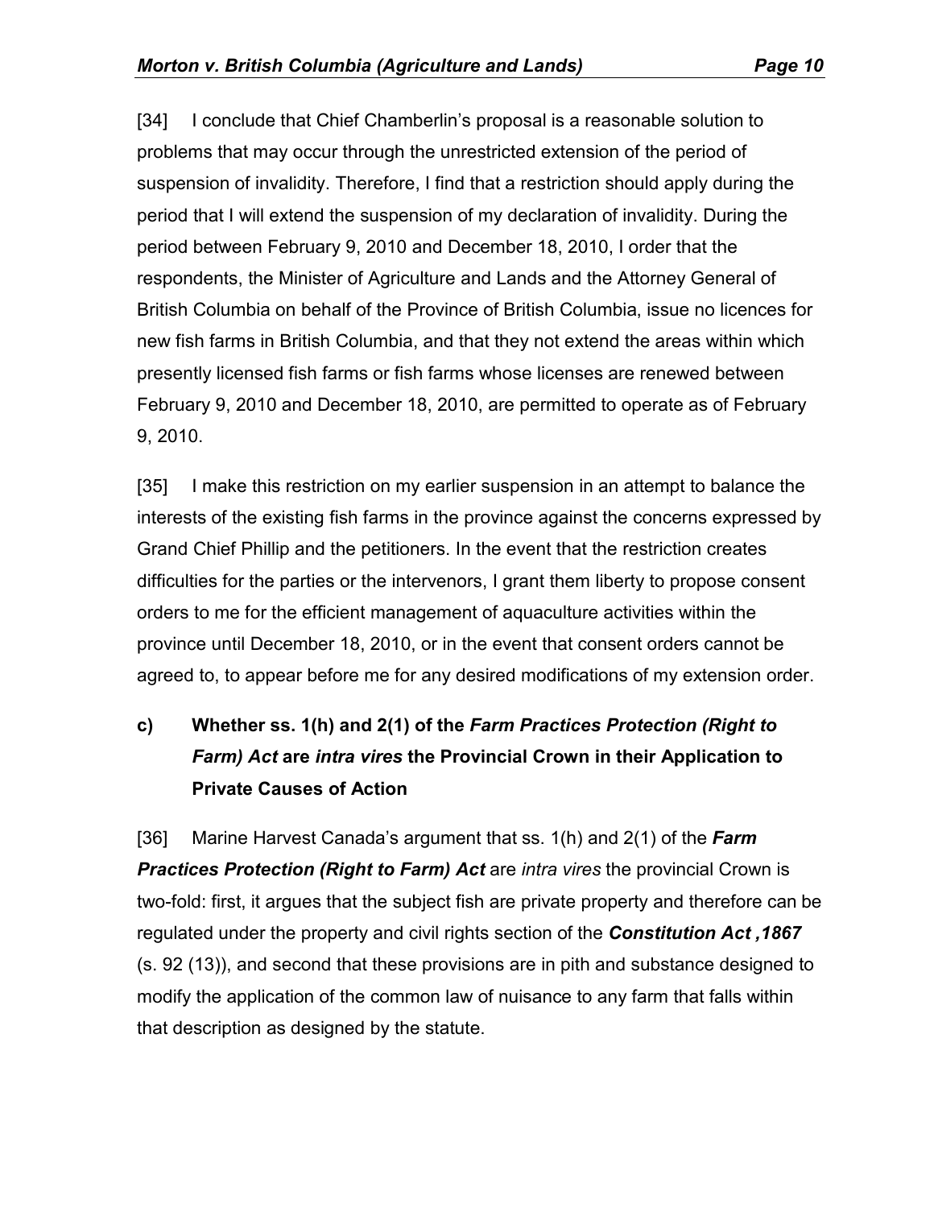[34] I conclude that Chief Chamberlin's proposal is a reasonable solution to problems that may occur through the unrestricted extension of the period of suspension of invalidity. Therefore, I find that a restriction should apply during the period that I will extend the suspension of my declaration of invalidity. During the period between February 9, 2010 and December 18, 2010, I order that the respondents, the Minister of Agriculture and Lands and the Attorney General of British Columbia on behalf of the Province of British Columbia, issue no licences for new fish farms in British Columbia, and that they not extend the areas within which presently licensed fish farms or fish farms whose licenses are renewed between February 9, 2010 and December 18, 2010, are permitted to operate as of February 9, 2010.

[35] I make this restriction on my earlier suspension in an attempt to balance the interests of the existing fish farms in the province against the concerns expressed by Grand Chief Phillip and the petitioners. In the event that the restriction creates difficulties for the parties or the intervenors, I grant them liberty to propose consent orders to me for the efficient management of aquaculture activities within the province until December 18, 2010, or in the event that consent orders cannot be agreed to, to appear before me for any desired modifications of my extension order.

### c) Whether ss. 1(h) and 2(1) of the *Farm Practices Protection (Right to Farm) Act* are *intra vires* the Provincial Crown in their Application to Private Causes of Action

[36] Marine Harvest Canada's argument that ss. 1(h) and 2(1) of the ***Farm Practices Protection (Right to Farm) Act*** are *intra vires* the provincial Crown is two-fold: first, it argues that the subject fish are private property and therefore can be regulated under the property and civil rights section of the ***Constitution Act ,1867*** (s. 92 (13)), and second that these provisions are in pith and substance designed to modify the application of the common law of nuisance to any farm that falls within that description as designed by the statute.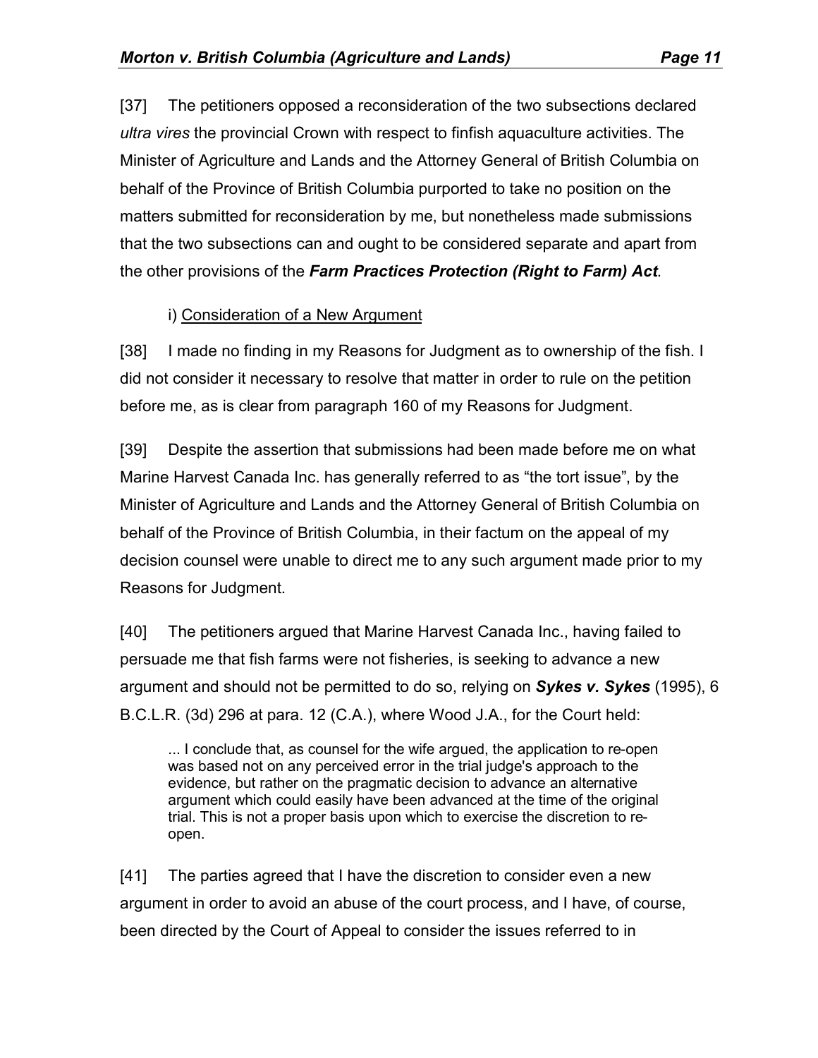[37] The petitioners opposed a reconsideration of the two subsections declared *ultra vires* the provincial Crown with respect to finfish aquaculture activities. The Minister of Agriculture and Lands and the Attorney General of British Columbia on behalf of the Province of British Columbia purported to take no position on the matters submitted for reconsideration by me, but nonetheless made submissions that the two subsections can and ought to be considered separate and apart from the other provisions of the ***Farm Practices Protection (Right to Farm) Act***.

i) Consideration of a New Argument

[38] I made no finding in my Reasons for Judgment as to ownership of the fish. I did not consider it necessary to resolve that matter in order to rule on the petition before me, as is clear from paragraph 160 of my Reasons for Judgment.

[39] Despite the assertion that submissions had been made before me on what Marine Harvest Canada Inc. has generally referred to as "the tort issue", by the Minister of Agriculture and Lands and the Attorney General of British Columbia on behalf of the Province of British Columbia, in their factum on the appeal of my decision counsel were unable to direct me to any such argument made prior to my Reasons for Judgment.

[40] The petitioners argued that Marine Harvest Canada Inc., having failed to persuade me that fish farms were not fisheries, is seeking to advance a new argument and should not be permitted to do so, relying on ***Sykes v. Sykes*** (1995), 6 B.C.L.R. (3d) 296 at para. 12 (C.A.), where Wood J.A., for the Court held:

> ... I conclude that, as counsel for the wife argued, the application to re-open was based not on any perceived error in the trial judge's approach to the evidence, but rather on the pragmatic decision to advance an alternative argument which could easily have been advanced at the time of the original trial. This is not a proper basis upon which to exercise the discretion to re-open.

[41] The parties agreed that I have the discretion to consider even a new argument in order to avoid an abuse of the court process, and I have, of course, been directed by the Court of Appeal to consider the issues referred to in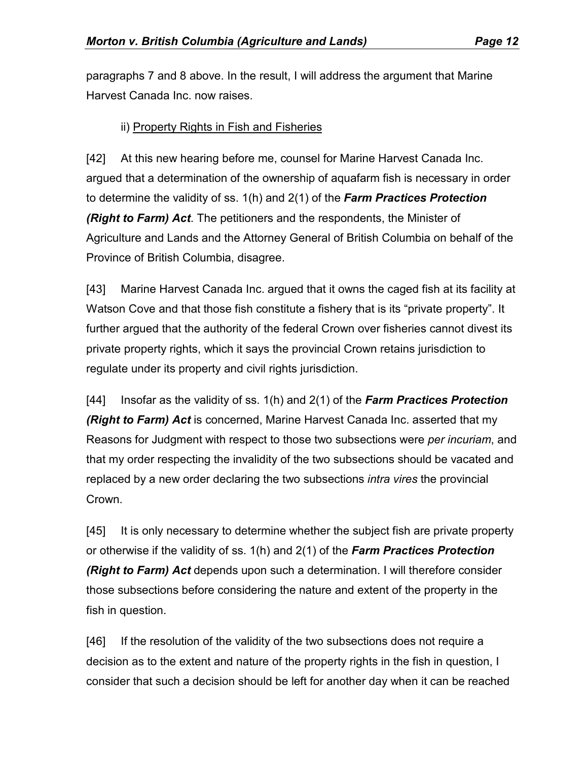paragraphs 7 and 8 above. In the result, I will address the argument that Marine Harvest Canada Inc. now raises.

ii) <u>Property Rights in Fish and Fisheries</u>

[42] At this new hearing before me, counsel for Marine Harvest Canada Inc. argued that a determination of the ownership of aquafarm fish is necessary in order to determine the validity of ss. 1(h) and 2(1) of the ***Farm Practices Protection (Right to Farm) Act***. The petitioners and the respondents, the Minister of Agriculture and Lands and the Attorney General of British Columbia on behalf of the Province of British Columbia, disagree.

[43] Marine Harvest Canada Inc. argued that it owns the caged fish at its facility at Watson Cove and that those fish constitute a fishery that is its "private property". It further argued that the authority of the federal Crown over fisheries cannot divest its private property rights, which it says the provincial Crown retains jurisdiction to regulate under its property and civil rights jurisdiction.

[44] Insofar as the validity of ss. 1(h) and 2(1) of the ***Farm Practices Protection (Right to Farm) Act*** is concerned, Marine Harvest Canada Inc. asserted that my Reasons for Judgment with respect to those two subsections were *per incuriam*, and that my order respecting the invalidity of the two subsections should be vacated and replaced by a new order declaring the two subsections *intra vires* the provincial Crown.

[45] It is only necessary to determine whether the subject fish are private property or otherwise if the validity of ss. 1(h) and 2(1) of the ***Farm Practices Protection (Right to Farm) Act*** depends upon such a determination. I will therefore consider those subsections before considering the nature and extent of the property in the fish in question.

[46] If the resolution of the validity of the two subsections does not require a decision as to the extent and nature of the property rights in the fish in question, I consider that such a decision should be left for another day when it can be reached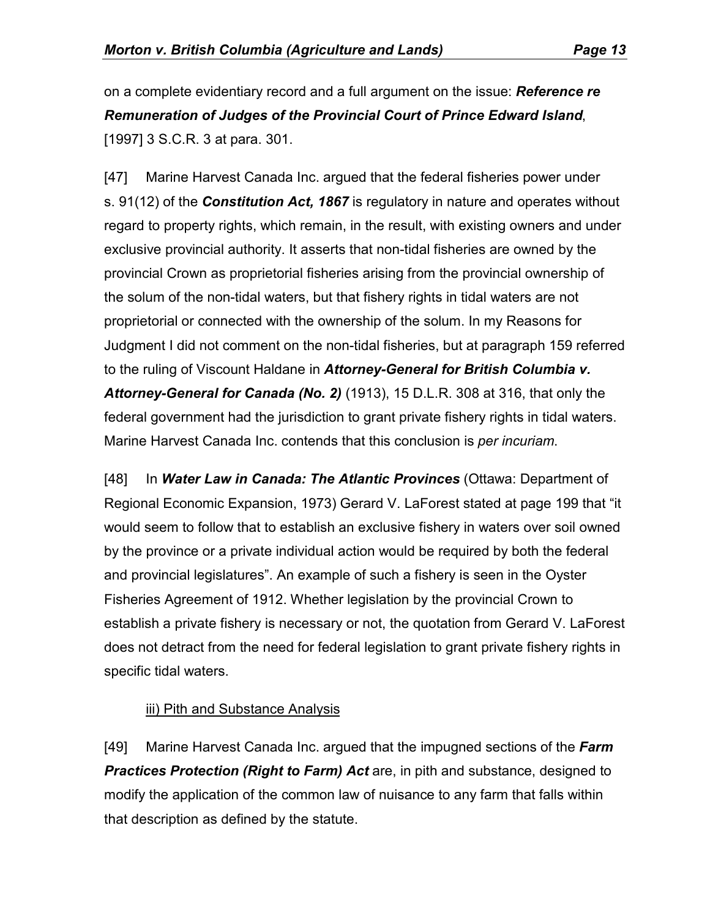on a complete evidentiary record and a full argument on the issue: ***Reference re Remuneration of Judges of the Provincial Court of Prince Edward Island***, [1997] 3 S.C.R. 3 at para. 301.

[47] Marine Harvest Canada Inc. argued that the federal fisheries power under s. 91(12) of the ***Constitution Act, 1867*** is regulatory in nature and operates without regard to property rights, which remain, in the result, with existing owners and under exclusive provincial authority. It asserts that non-tidal fisheries are owned by the provincial Crown as proprietorial fisheries arising from the provincial ownership of the solum of the non-tidal waters, but that fishery rights in tidal waters are not proprietorial or connected with the ownership of the solum. In my Reasons for Judgment I did not comment on the non-tidal fisheries, but at paragraph 159 referred to the ruling of Viscount Haldane in ***Attorney-General for British Columbia v. Attorney-General for Canada (No. 2)*** (1913), 15 D.L.R. 308 at 316, that only the federal government had the jurisdiction to grant private fishery rights in tidal waters. Marine Harvest Canada Inc. contends that this conclusion is *per incuriam*.

[48] In ***Water Law in Canada: The Atlantic Provinces*** (Ottawa: Department of Regional Economic Expansion, 1973) Gerard V. LaForest stated at page 199 that "it would seem to follow that to establish an exclusive fishery in waters over soil owned by the province or a private individual action would be required by both the federal and provincial legislatures". An example of such a fishery is seen in the Oyster Fisheries Agreement of 1912. Whether legislation by the provincial Crown to establish a private fishery is necessary or not, the quotation from Gerard V. LaForest does not detract from the need for federal legislation to grant private fishery rights in specific tidal waters.

iii) Pith and Substance Analysis

[49] Marine Harvest Canada Inc. argued that the impugned sections of the ***Farm Practices Protection (Right to Farm) Act*** are, in pith and substance, designed to modify the application of the common law of nuisance to any farm that falls within that description as defined by the statute.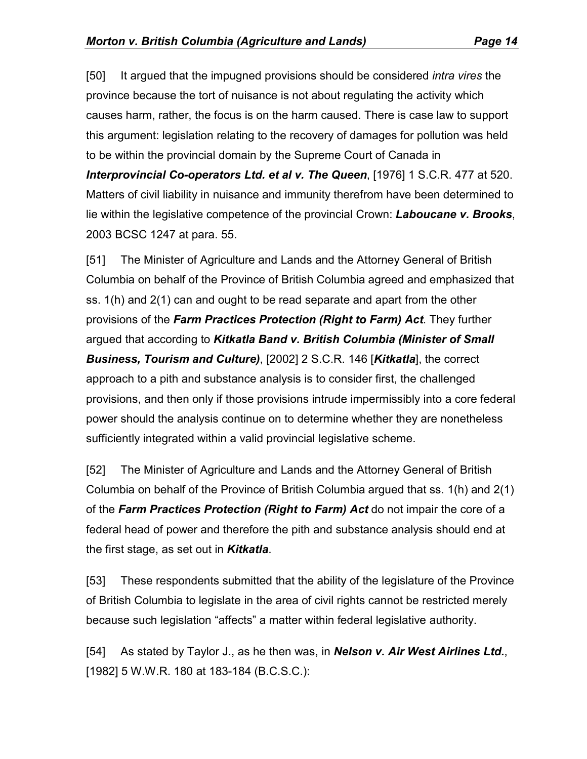[50] It argued that the impugned provisions should be considered *intra vires* the province because the tort of nuisance is not about regulating the activity which causes harm, rather, the focus is on the harm caused. There is case law to support this argument: legislation relating to the recovery of damages for pollution was held to be within the provincial domain by the Supreme Court of Canada in ***Interprovincial Co-operators Ltd. et al v. The Queen***, [1976] 1 S.C.R. 477 at 520. Matters of civil liability in nuisance and immunity therefrom have been determined to lie within the legislative competence of the provincial Crown: ***Laboucane v. Brooks***, 2003 BCSC 1247 at para. 55.

[51] The Minister of Agriculture and Lands and the Attorney General of British Columbia on behalf of the Province of British Columbia agreed and emphasized that ss. 1(h) and 2(1) can and ought to be read separate and apart from the other provisions of the ***Farm Practices Protection (Right to Farm) Act***. They further argued that according to ***Kitkatla Band v. British Columbia (Minister of Small Business, Tourism and Culture)***, [2002] 2 S.C.R. 146 [***Kitkatla***], the correct approach to a pith and substance analysis is to consider first, the challenged provisions, and then only if those provisions intrude impermissibly into a core federal power should the analysis continue on to determine whether they are nonetheless sufficiently integrated within a valid provincial legislative scheme.

[52] The Minister of Agriculture and Lands and the Attorney General of British Columbia on behalf of the Province of British Columbia argued that ss. 1(h) and 2(1) of the ***Farm Practices Protection (Right to Farm) Act*** do not impair the core of a federal head of power and therefore the pith and substance analysis should end at the first stage, as set out in ***Kitkatla***.

[53] These respondents submitted that the ability of the legislature of the Province of British Columbia to legislate in the area of civil rights cannot be restricted merely because such legislation "affects" a matter within federal legislative authority.

[54] As stated by Taylor J., as he then was, in ***Nelson v. Air West Airlines Ltd.***, [1982] 5 W.W.R. 180 at 183-184 (B.C.S.C.):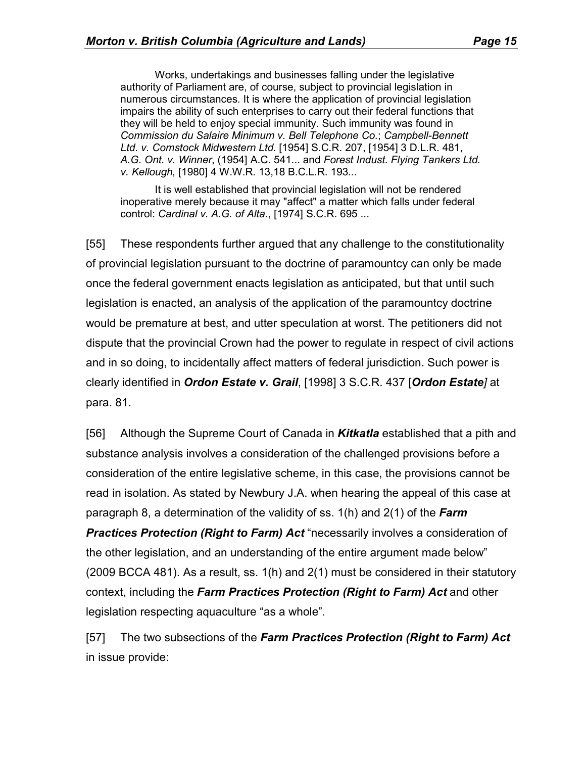> Works, undertakings and businesses falling under the legislative authority of Parliament are, of course, subject to provincial legislation in numerous circumstances. It is where the application of provincial legislation impairs the ability of such enterprises to carry out their federal functions that they will be held to enjoy special immunity. Such immunity was found in *Commission du Salaire Minimum v. Bell Telephone Co.*; *Campbell-Bennett Ltd. v. Comstock Midwestern Ltd.* [1954] S.C.R. 207, [1954] 3 D.L.R. 481, *A.G. Ont. v. Winner*, (1954] A.C. 541... and *Forest Indust. Flying Tankers Ltd. v. Kellough,* [1980] 4 W.W.R. 13,18 B.C.L.R. 193...
>
> It is well established that provincial legislation will not be rendered inoperative merely because it may "affect" a matter which falls under federal control: *Cardinal v. A.G. of Alta.*, [1974] S.C.R. 695 ...

[55] These respondents further argued that any challenge to the constitutionality of provincial legislation pursuant to the doctrine of paramountcy can only be made once the federal government enacts legislation as anticipated, but that until such legislation is enacted, an analysis of the application of the paramountcy doctrine would be premature at best, and utter speculation at worst. The petitioners did not dispute that the provincial Crown had the power to regulate in respect of civil actions and in so doing, to incidentally affect matters of federal jurisdiction. Such power is clearly identified in ***Ordon Estate v. Grail***, [1998] 3 S.C.R. 437 [***Ordon Estate****]* at para. 81.

[56] Although the Supreme Court of Canada in ***Kitkatla*** established that a pith and substance analysis involves a consideration of the challenged provisions before a consideration of the entire legislative scheme, in this case, the provisions cannot be read in isolation. As stated by Newbury J.A. when hearing the appeal of this case at paragraph 8, a determination of the validity of ss. 1(h) and 2(1) of the ***Farm Practices Protection (Right to Farm) Act*** "necessarily involves a consideration of the other legislation, and an understanding of the entire argument made below" (2009 BCCA 481). As a result, ss. 1(h) and 2(1) must be considered in their statutory context, including the ***Farm Practices Protection (Right to Farm) Act*** and other legislation respecting aquaculture "as a whole".

[57] The two subsections of the ***Farm Practices Protection (Right to Farm) Act*** in issue provide: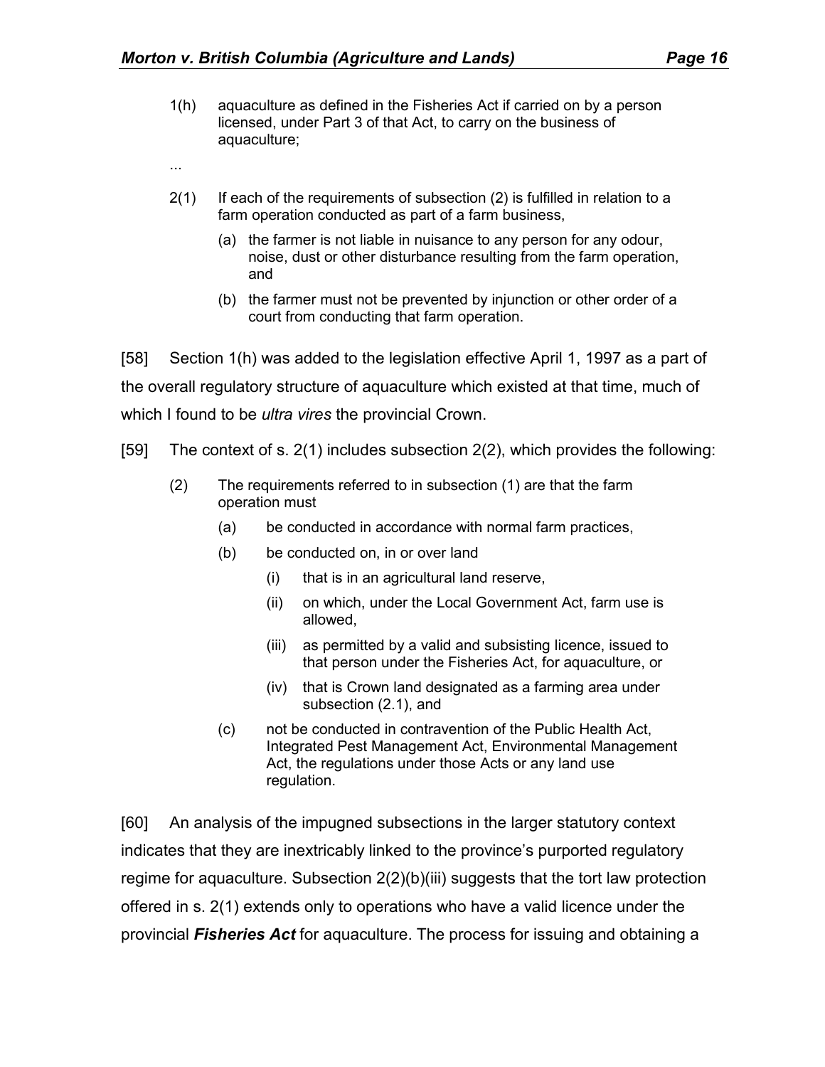> 1(h) aquaculture as defined in the Fisheries Act if carried on by a person licensed, under Part 3 of that Act, to carry on the business of aquaculture;
>
> ...
>
> 2(1) If each of the requirements of subsection (2) is fulfilled in relation to a farm operation conducted as part of a farm business,
>
> (a) the farmer is not liable in nuisance to any person for any odour, noise, dust or other disturbance resulting from the farm operation, and
>
> (b) the farmer must not be prevented by injunction or other order of a court from conducting that farm operation.

[58] Section 1(h) was added to the legislation effective April 1, 1997 as a part of the overall regulatory structure of aquaculture which existed at that time, much of which I found to be *ultra vires* the provincial Crown.

[59] The context of s. 2(1) includes subsection 2(2), which provides the following:

> (2) The requirements referred to in subsection (1) are that the farm operation must
>
> (a) be conducted in accordance with normal farm practices,
>
> (b) be conducted on, in or over land
>
> (i) that is in an agricultural land reserve,
>
> (ii) on which, under the Local Government Act, farm use is allowed,
>
> (iii) as permitted by a valid and subsisting licence, issued to that person under the Fisheries Act, for aquaculture, or
>
> (iv) that is Crown land designated as a farming area under subsection (2.1), and
>
> (c) not be conducted in contravention of the Public Health Act, Integrated Pest Management Act, Environmental Management Act, the regulations under those Acts or any land use regulation.

[60] An analysis of the impugned subsections in the larger statutory context indicates that they are inextricably linked to the province's purported regulatory regime for aquaculture. Subsection 2(2)(b)(iii) suggests that the tort law protection offered in s. 2(1) extends only to operations who have a valid licence under the provincial ***Fisheries Act*** for aquaculture. The process for issuing and obtaining a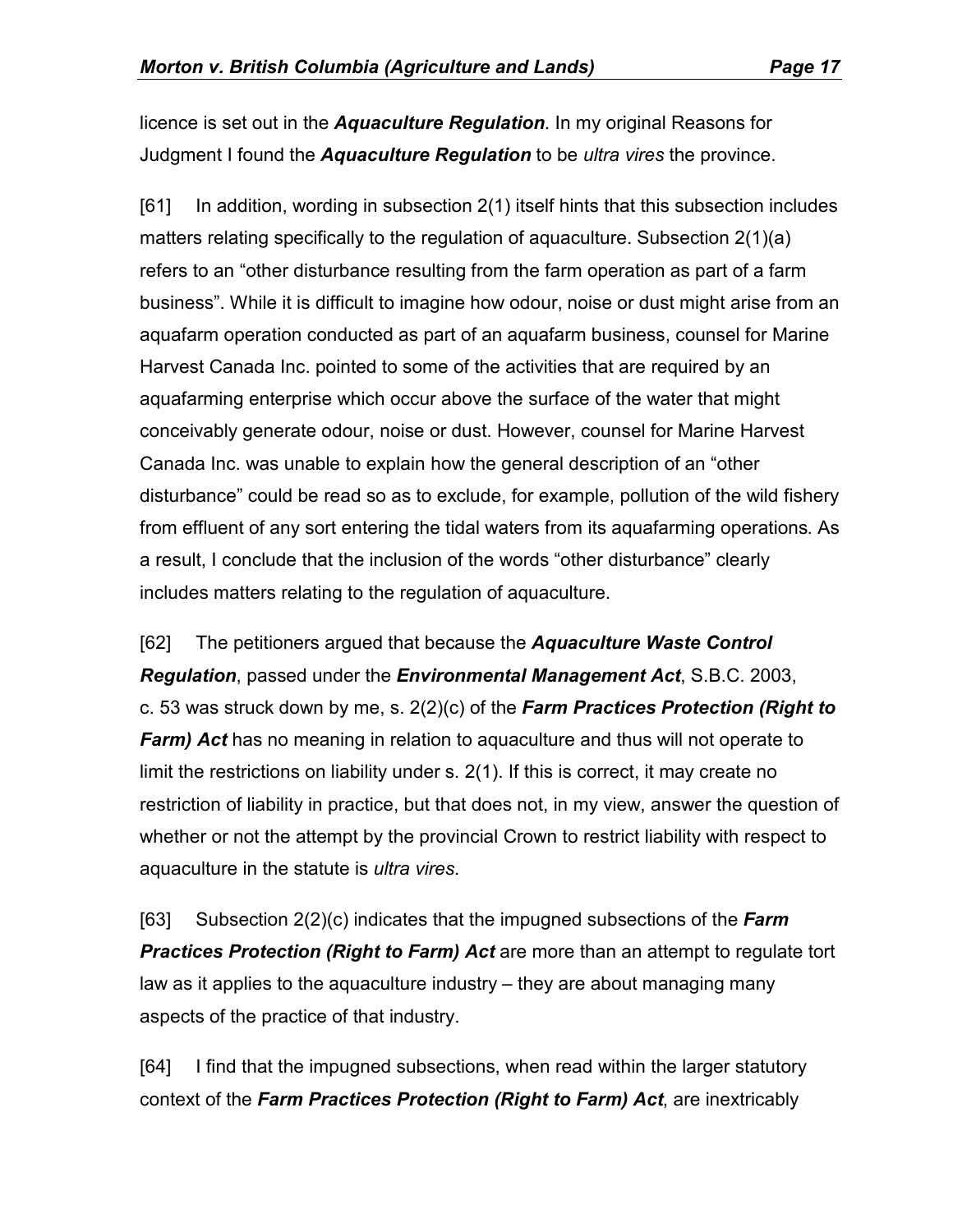licence is set out in the ***Aquaculture Regulation***. In my original Reasons for Judgment I found the ***Aquaculture Regulation*** to be *ultra vires* the province.

[61] In addition, wording in subsection 2(1) itself hints that this subsection includes matters relating specifically to the regulation of aquaculture. Subsection 2(1)(a) refers to an "other disturbance resulting from the farm operation as part of a farm business". While it is difficult to imagine how odour, noise or dust might arise from an aquafarm operation conducted as part of an aquafarm business, counsel for Marine Harvest Canada Inc. pointed to some of the activities that are required by an aquafarming enterprise which occur above the surface of the water that might conceivably generate odour, noise or dust. However, counsel for Marine Harvest Canada Inc. was unable to explain how the general description of an "other disturbance" could be read so as to exclude, for example, pollution of the wild fishery from effluent of any sort entering the tidal waters from its aquafarming operations. As a result, I conclude that the inclusion of the words "other disturbance" clearly includes matters relating to the regulation of aquaculture.

[62] The petitioners argued that because the ***Aquaculture Waste Control Regulation***, passed under the ***Environmental Management Act***, S.B.C. 2003, c. 53 was struck down by me, s. 2(2)(c) of the ***Farm Practices Protection (Right to Farm) Act*** has no meaning in relation to aquaculture and thus will not operate to limit the restrictions on liability under s. 2(1). If this is correct, it may create no restriction of liability in practice, but that does not, in my view, answer the question of whether or not the attempt by the provincial Crown to restrict liability with respect to aquaculture in the statute is *ultra vires*.

[63] Subsection 2(2)(c) indicates that the impugned subsections of the ***Farm Practices Protection (Right to Farm) Act*** are more than an attempt to regulate tort law as it applies to the aquaculture industry – they are about managing many aspects of the practice of that industry.

[64] I find that the impugned subsections, when read within the larger statutory context of the ***Farm Practices Protection (Right to Farm) Act***, are inextricably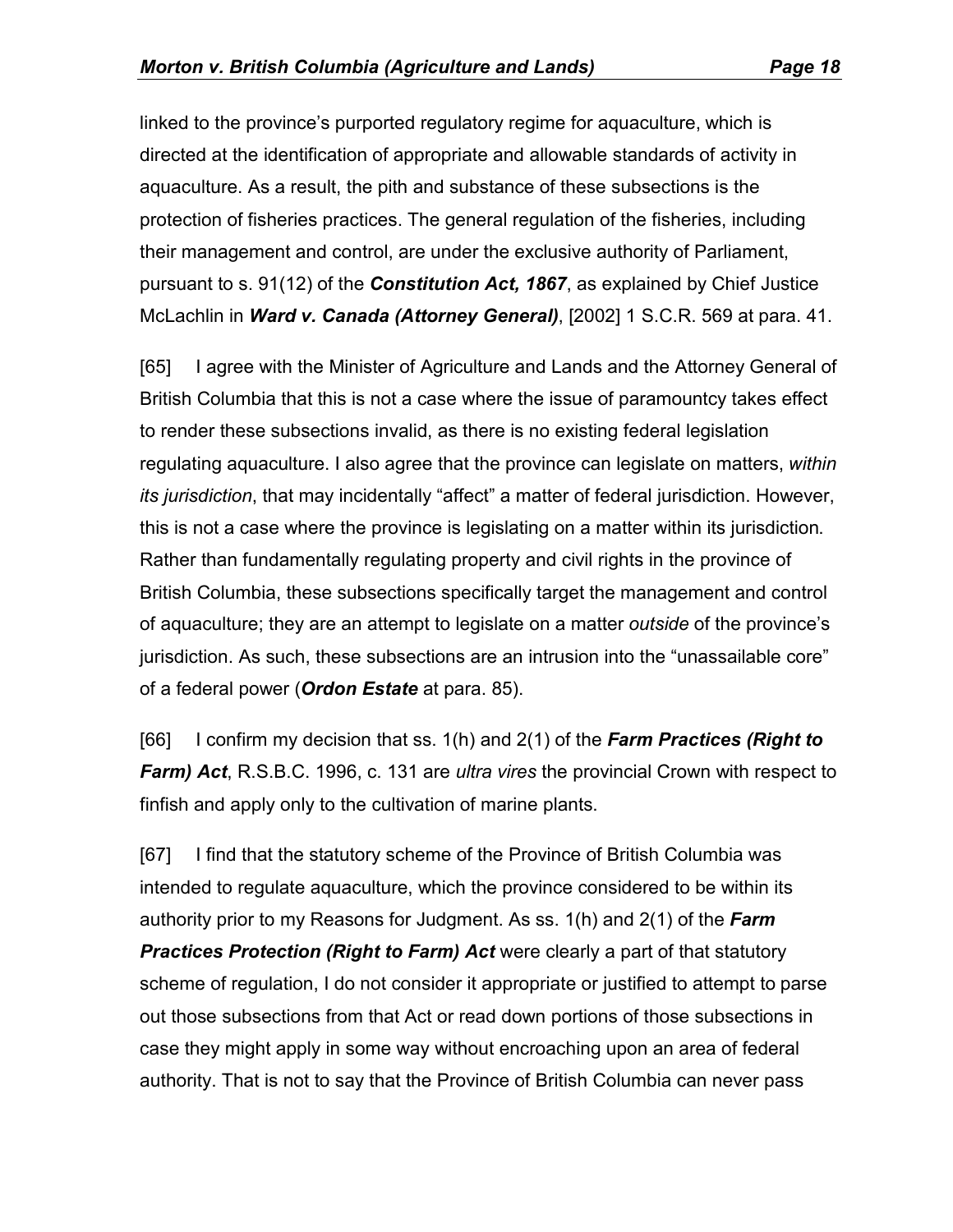linked to the province's purported regulatory regime for aquaculture, which is directed at the identification of appropriate and allowable standards of activity in aquaculture. As a result, the pith and substance of these subsections is the protection of fisheries practices. The general regulation of the fisheries, including their management and control, are under the exclusive authority of Parliament, pursuant to s. 91(12) of the ***Constitution Act, 1867***, as explained by Chief Justice McLachlin in ***Ward v. Canada (Attorney General)***, [2002] 1 S.C.R. 569 at para. 41.

[65] I agree with the Minister of Agriculture and Lands and the Attorney General of British Columbia that this is not a case where the issue of paramountcy takes effect to render these subsections invalid, as there is no existing federal legislation regulating aquaculture. I also agree that the province can legislate on matters, *within its jurisdiction*, that may incidentally "affect" a matter of federal jurisdiction. However, this is not a case where the province is legislating on a matter within its jurisdiction. Rather than fundamentally regulating property and civil rights in the province of British Columbia, these subsections specifically target the management and control of aquaculture; they are an attempt to legislate on a matter *outside* of the province's jurisdiction. As such, these subsections are an intrusion into the "unassailable core" of a federal power (***Ordon Estate*** at para. 85).

[66] I confirm my decision that ss. 1(h) and 2(1) of the ***Farm Practices (Right to Farm) Act***, R.S.B.C. 1996, c. 131 are *ultra vires* the provincial Crown with respect to finfish and apply only to the cultivation of marine plants.

[67] I find that the statutory scheme of the Province of British Columbia was intended to regulate aquaculture, which the province considered to be within its authority prior to my Reasons for Judgment. As ss. 1(h) and 2(1) of the ***Farm Practices Protection (Right to Farm) Act*** were clearly a part of that statutory scheme of regulation, I do not consider it appropriate or justified to attempt to parse out those subsections from that Act or read down portions of those subsections in case they might apply in some way without encroaching upon an area of federal authority. That is not to say that the Province of British Columbia can never pass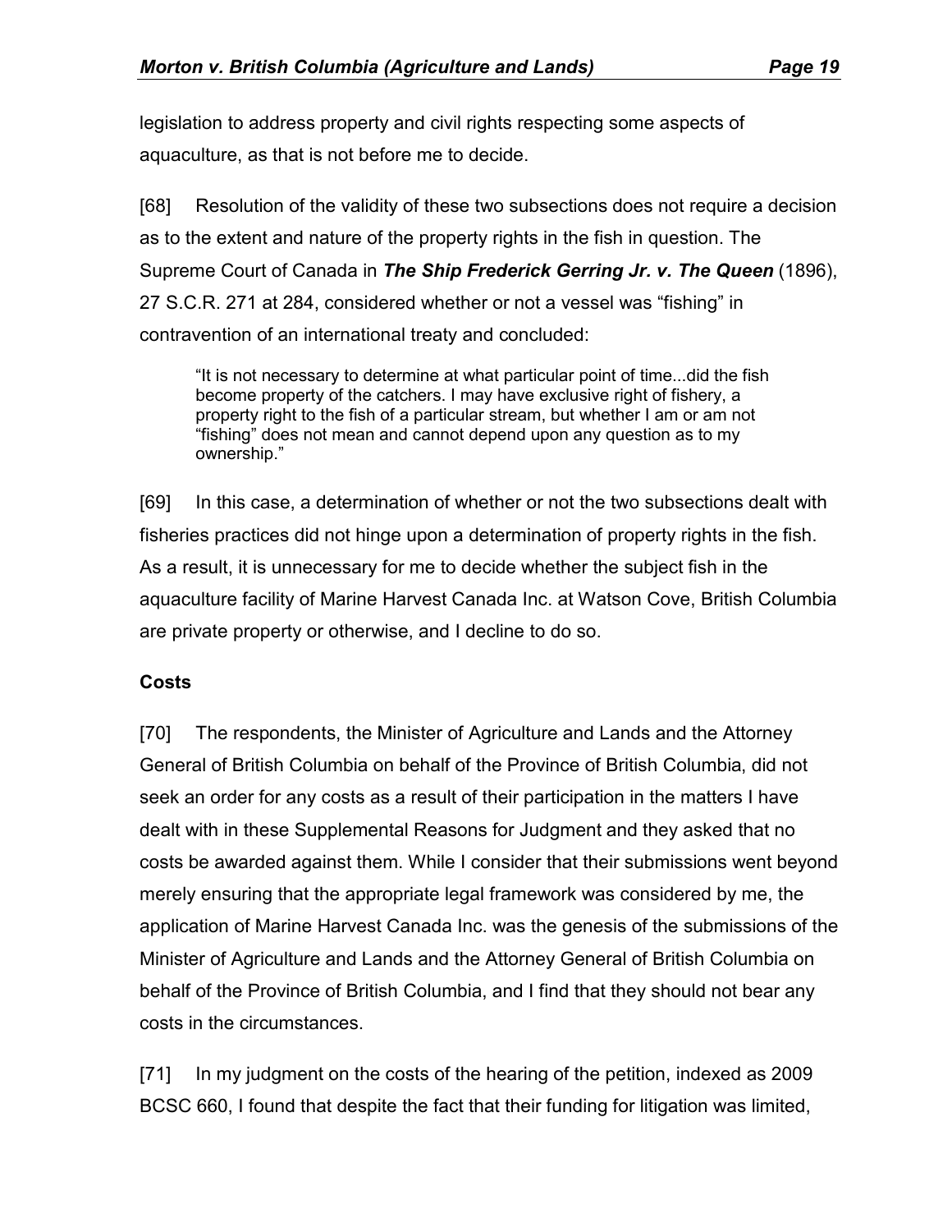legislation to address property and civil rights respecting some aspects of aquaculture, as that is not before me to decide.

[68] Resolution of the validity of these two subsections does not require a decision as to the extent and nature of the property rights in the fish in question. The Supreme Court of Canada in ***The Ship Frederick Gerring Jr. v. The Queen*** (1896), 27 S.C.R. 271 at 284, considered whether or not a vessel was "fishing" in contravention of an international treaty and concluded:

> "It is not necessary to determine at what particular point of time...did the fish become property of the catchers. I may have exclusive right of fishery, a property right to the fish of a particular stream, but whether I am or am not "fishing" does not mean and cannot depend upon any question as to my ownership."

[69] In this case, a determination of whether or not the two subsections dealt with fisheries practices did not hinge upon a determination of property rights in the fish. As a result, it is unnecessary for me to decide whether the subject fish in the aquaculture facility of Marine Harvest Canada Inc. at Watson Cove, British Columbia are private property or otherwise, and I decline to do so.

**Costs**

[70] The respondents, the Minister of Agriculture and Lands and the Attorney General of British Columbia on behalf of the Province of British Columbia, did not seek an order for any costs as a result of their participation in the matters I have dealt with in these Supplemental Reasons for Judgment and they asked that no costs be awarded against them. While I consider that their submissions went beyond merely ensuring that the appropriate legal framework was considered by me, the application of Marine Harvest Canada Inc. was the genesis of the submissions of the Minister of Agriculture and Lands and the Attorney General of British Columbia on behalf of the Province of British Columbia, and I find that they should not bear any costs in the circumstances.

[71] In my judgment on the costs of the hearing of the petition, indexed as 2009 BCSC 660, I found that despite the fact that their funding for litigation was limited,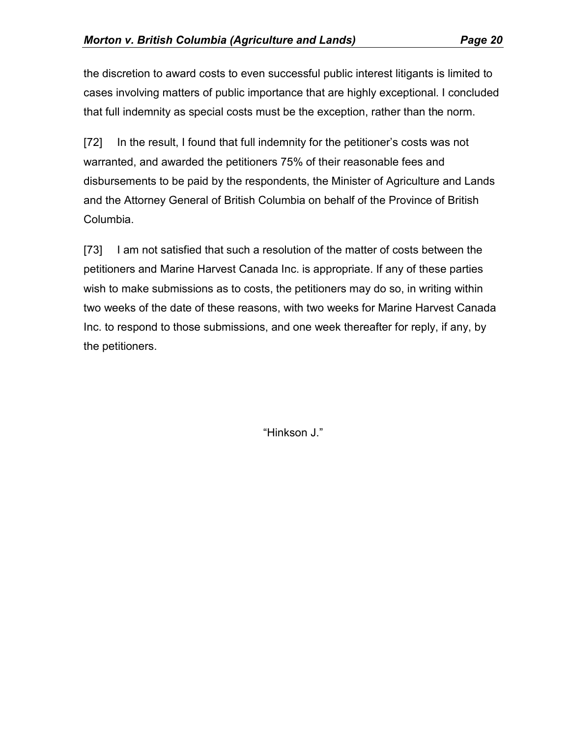the discretion to award costs to even successful public interest litigants is limited to cases involving matters of public importance that are highly exceptional. I concluded that full indemnity as special costs must be the exception, rather than the norm.

[72] In the result, I found that full indemnity for the petitioner's costs was not warranted, and awarded the petitioners 75% of their reasonable fees and disbursements to be paid by the respondents, the Minister of Agriculture and Lands and the Attorney General of British Columbia on behalf of the Province of British Columbia.

[73] I am not satisfied that such a resolution of the matter of costs between the petitioners and Marine Harvest Canada Inc. is appropriate. If any of these parties wish to make submissions as to costs, the petitioners may do so, in writing within two weeks of the date of these reasons, with two weeks for Marine Harvest Canada Inc. to respond to those submissions, and one week thereafter for reply, if any, by the petitioners.

"Hinkson J."